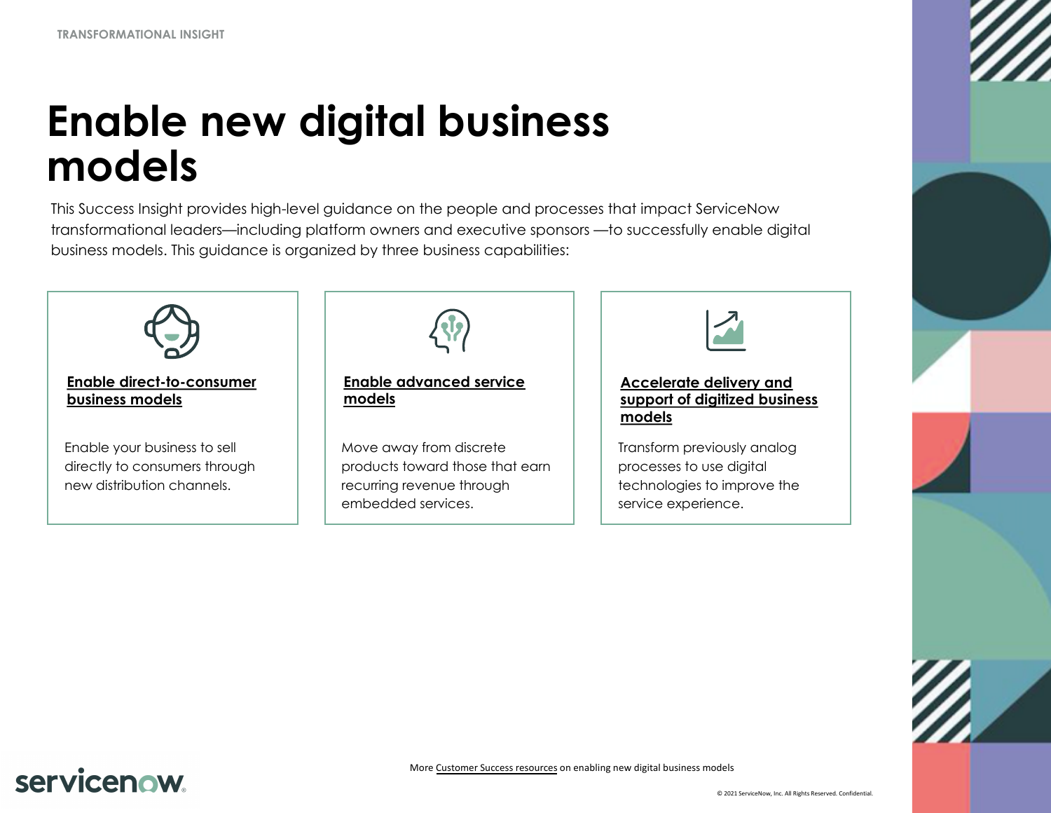TRANSFORMATIONAL INSIGHT

# Enable new digital business models

This Success Insight provides high-level guidance on the people and processes that impact ServiceNow transformational leaders—including platform owners and executive sponsors —to successfully enable digital business models. This guidance is organized by three business capabilities:

### Enable direct-to-consumer business models

Enable your business to sell directly to consumers through new distribution channels.

### Enable advanced service models

Move away from discrete products toward those that earn recurring revenue through embedded services.

### Accelerate delivery and support of digitized business models

Transform previously analog processes to use digital technologies to improve the service experience.

More Customer Success resources on enabling new digital business models

© 2021 ServiceNow, Inc. All Rights Reserved. Confidential.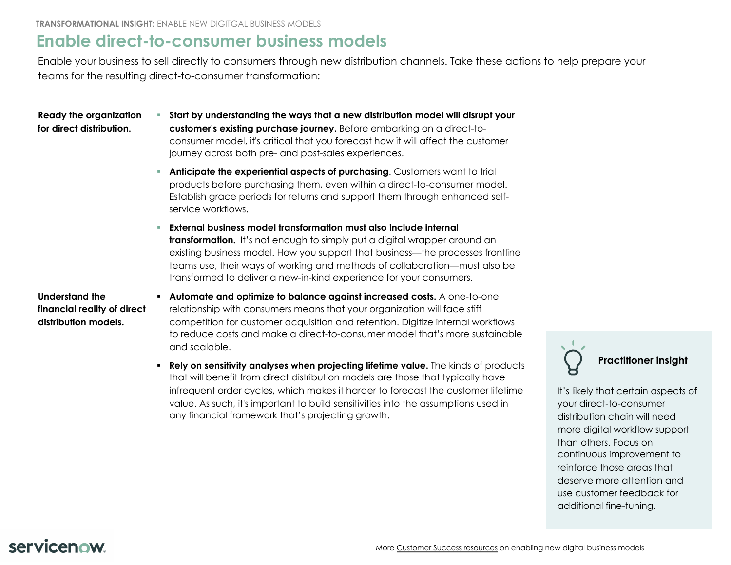**TRANSFORMATIONAL INSIGHT:** ENABLE NEW DIGITGAL BUSINESS MODELS

# Enable direct-to-consumer business models

Enable your business to sell directly to consumers through new distribution channels. Take these actions to help prepare your teams for the resulting direct-to-consumer transformation:

**Ready the organization for direct distribution.**

- **Start by understanding the ways that a new distribution model will disrupt your customer's existing purchase journey.** Before embarking on a direct-to-consumer model, it's critical that you forecast how it will affect the customer journey across both pre- and post-sales experiences.
- **Anticipate the experiential aspects of purchasing**. Customers want to trial products before purchasing them, even within a direct-to-consumer model. Establish grace periods for returns and support them through enhanced self-service workflows.
- **External business model transformation must also include internal transformation.** It's not enough to simply put a digital wrapper around an existing business model. How you support that business—the processes frontline teams use, their ways of working and methods of collaboration—must also be transformed to deliver a new-in-kind experience for your consumers.

**Understand the financial reality of direct distribution models.**

- **Automate and optimize to balance against increased costs.** A one-to-one relationship with consumers means that your organization will face stiff competition for customer acquisition and retention. Digitize internal workflows to reduce costs and make a direct-to-consumer model that's more sustainable and scalable.
- **Rely on sensitivity analyses when projecting lifetime value.** The kinds of products that will benefit from direct distribution models are those that typically have infrequent order cycles, which makes it harder to forecast the customer lifetime value. As such, it's important to build sensitivities into the assumptions used in any financial framework that's projecting growth.

**Practitioner insight**

It's likely that certain aspects of your direct-to-consumer distribution chain will need more digital workflow support than others. Focus on continuous improvement to reinforce those areas that deserve more attention and use customer feedback for additional fine-tuning.

servicenow.

More Customer Success resources on enabling new digital business models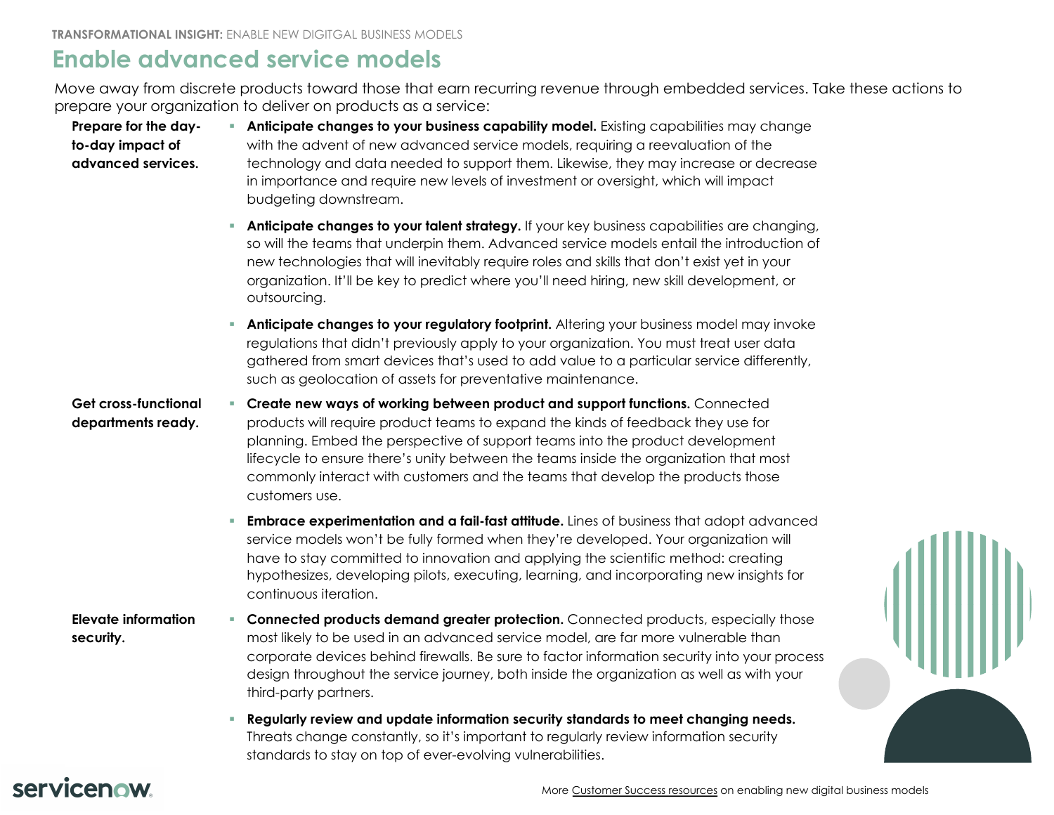**TRANSFORMATIONAL INSIGHT:** ENABLE NEW DIGITGAL BUSINESS MODELS

# Enable advanced service models

Move away from discrete products toward those that earn recurring revenue through embedded services. Take these actions to prepare your organization to deliver on products as a service:

**Prepare for the day-to-day impact of advanced services.**

- **Anticipate changes to your business capability model.** Existing capabilities may change with the advent of new advanced service models, requiring a reevaluation of the technology and data needed to support them. Likewise, they may increase or decrease in importance and require new levels of investment or oversight, which will impact budgeting downstream.
- **Anticipate changes to your talent strategy.** If your key business capabilities are changing, so will the teams that underpin them. Advanced service models entail the introduction of new technologies that will inevitably require roles and skills that don't exist yet in your organization. It'll be key to predict where you'll need hiring, new skill development, or outsourcing.
- **Anticipate changes to your regulatory footprint.** Altering your business model may invoke regulations that didn't previously apply to your organization. You must treat user data gathered from smart devices that's used to add value to a particular service differently, such as geolocation of assets for preventative maintenance.

**Get cross-functional departments ready.**

- **Create new ways of working between product and support functions.** Connected products will require product teams to expand the kinds of feedback they use for planning. Embed the perspective of support teams into the product development lifecycle to ensure there's unity between the teams inside the organization that most commonly interact with customers and the teams that develop the products those customers use.
- **Embrace experimentation and a fail-fast attitude.** Lines of business that adopt advanced service models won't be fully formed when they're developed. Your organization will have to stay committed to innovation and applying the scientific method: creating hypothesizes, developing pilots, executing, learning, and incorporating new insights for continuous iteration.

**Elevate information security.**

- **Connected products demand greater protection.** Connected products, especially those most likely to be used in an advanced service model, are far more vulnerable than corporate devices behind firewalls. Be sure to factor information security into your process design throughout the service journey, both inside the organization as well as with your third-party partners.
- **Regularly review and update information security standards to meet changing needs.** Threats change constantly, so it's important to regularly review information security standards to stay on top of ever-evolving vulnerabilities.

More Customer Success resources on enabling new digital business models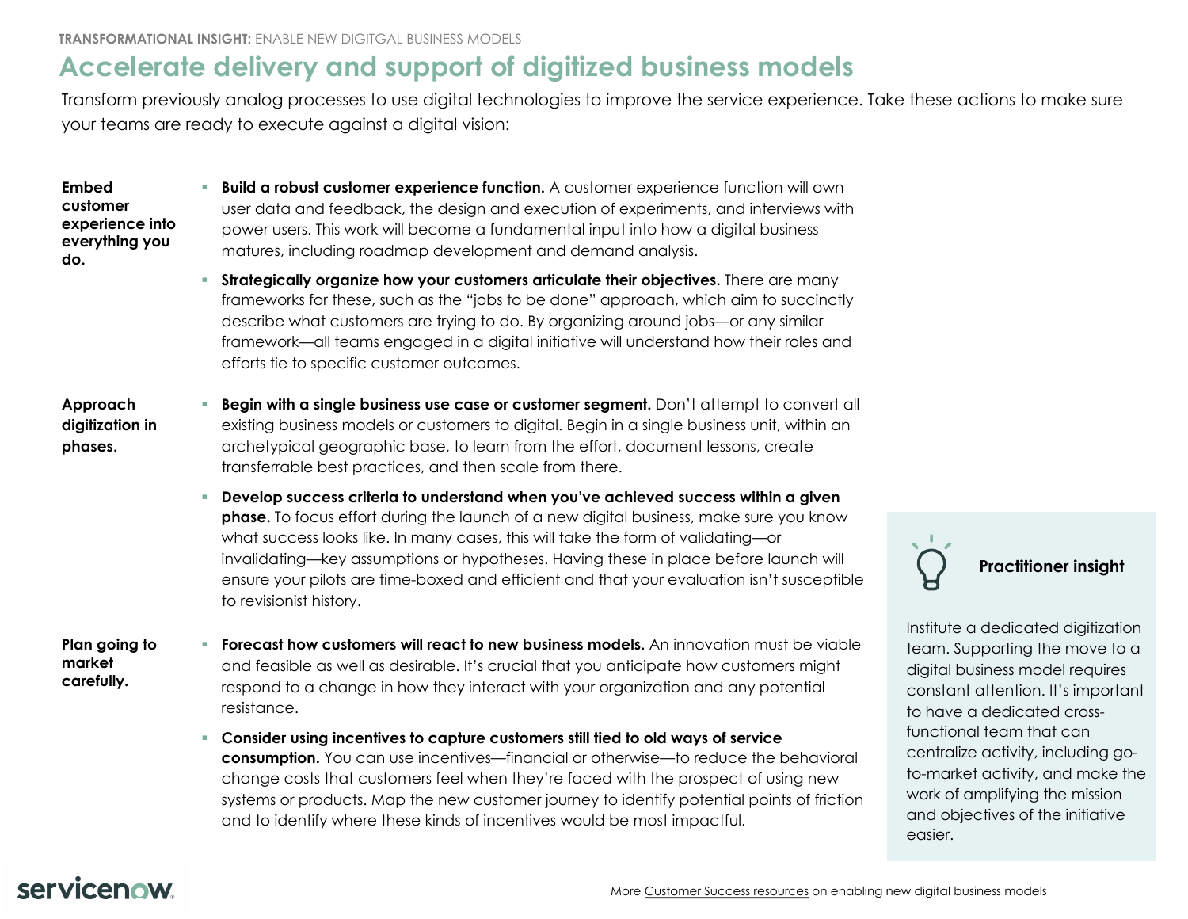**TRANSFORMATIONAL INSIGHT:** ENABLE NEW DIGITGAL BUSINESS MODELS

# Accelerate delivery and support of digitized business models

Transform previously analog processes to use digital technologies to improve the service experience. Take these actions to make sure your teams are ready to execute against a digital vision:

**Embed customer experience into everything you do.**

- **Build a robust customer experience function.** A customer experience function will own user data and feedback, the design and execution of experiments, and interviews with power users. This work will become a fundamental input into how a digital business matures, including roadmap development and demand analysis.
- **Strategically organize how your customers articulate their objectives.** There are many frameworks for these, such as the "jobs to be done" approach, which aim to succinctly describe what customers are trying to do. By organizing around jobs—or any similar framework—all teams engaged in a digital initiative will understand how their roles and efforts tie to specific customer outcomes.

**Approach digitization in phases.**

- **Begin with a single business use case or customer segment.** Don't attempt to convert all existing business models or customers to digital. Begin in a single business unit, within an archetypical geographic base, to learn from the effort, document lessons, create transferrable best practices, and then scale from there.
- **Develop success criteria to understand when you've achieved success within a given phase.** To focus effort during the launch of a new digital business, make sure you know what success looks like. In many cases, this will take the form of validating—or invalidating—key assumptions or hypotheses. Having these in place before launch will ensure your pilots are time-boxed and efficient and that your evaluation isn't susceptible to revisionist history.

**Plan going to market carefully.**

- **Forecast how customers will react to new business models.** An innovation must be viable and feasible as well as desirable. It's crucial that you anticipate how customers might respond to a change in how they interact with your organization and any potential resistance.
- **Consider using incentives to capture customers still tied to old ways of service consumption.** You can use incentives—financial or otherwise—to reduce the behavioral change costs that customers feel when they're faced with the prospect of using new systems or products. Map the new customer journey to identify potential points of friction and to identify where these kinds of incentives would be most impactful.

**Practitioner insight**

Institute a dedicated digitization team. Supporting the move to a digital business model requires constant attention. It's important to have a dedicated cross-functional team that can centralize activity, including go-to-market activity, and make the work of amplifying the mission and objectives of the initiative easier.

More Customer Success resources on enabling new digital business models